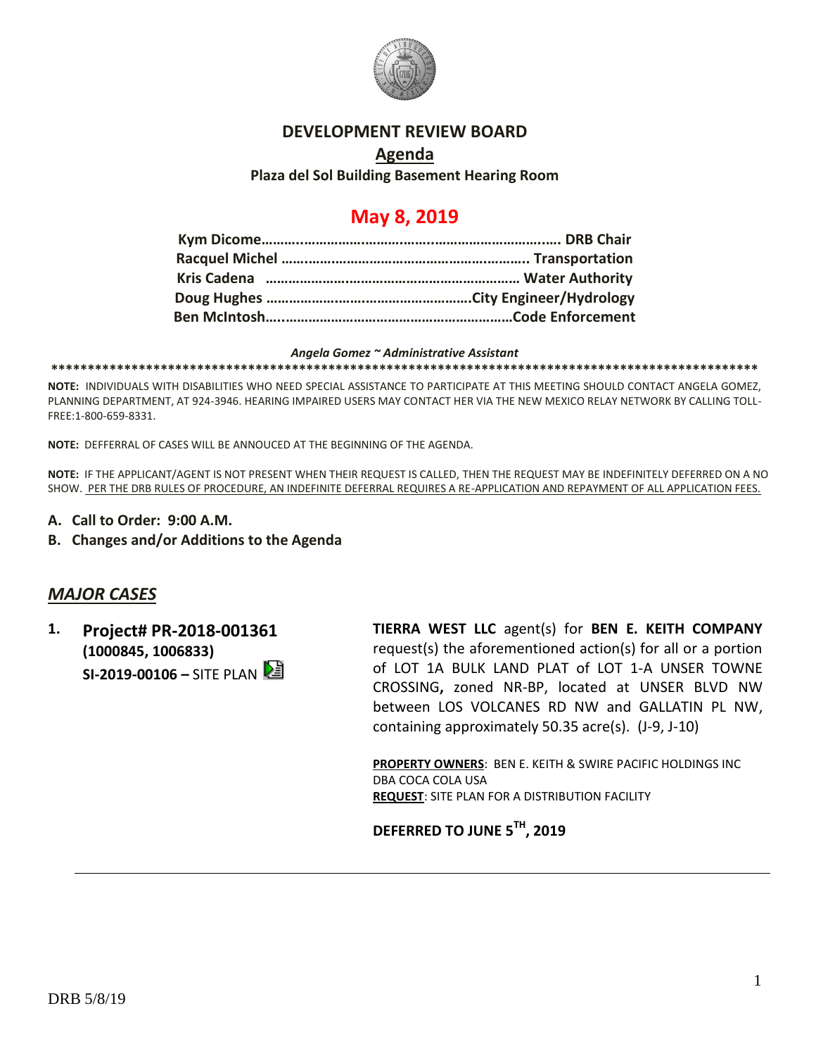# DEVELOPMENT REVIEW BOARD

## Agenda

**Plaza del Sol Building Basement Hearing Room**

## May 8, 2019

**Kym Dicome………………………………………………………………. DRB Chair**
**Racquel Michel ………………………………………………………….. Transportation**
**Kris Cadena ………………………………………………………… Water Authority**
**Doug Hughes ……………………………………………City Engineer/Hydrology**
**Ben McIntosh…..……………………………………………………Code Enforcement**

***Angela Gomez ~ Administrative Assistant***

****************************************************************************************************

**NOTE:** INDIVIDUALS WITH DISABILITIES WHO NEED SPECIAL ASSISTANCE TO PARTICIPATE AT THIS MEETING SHOULD CONTACT ANGELA GOMEZ, PLANNING DEPARTMENT, AT 924-3946. HEARING IMPAIRED USERS MAY CONTACT HER VIA THE NEW MEXICO RELAY NETWORK BY CALLING TOLL-FREE:1-800-659-8331.

**NOTE:** DEFFERRAL OF CASES WILL BE ANNOUCED AT THE BEGINNING OF THE AGENDA.

**NOTE:** IF THE APPLICANT/AGENT IS NOT PRESENT WHEN THEIR REQUEST IS CALLED, THEN THE REQUEST MAY BE INDEFINITELY DEFERRED ON A NO SHOW. PER THE DRB RULES OF PROCEDURE, AN INDEFINITE DEFERRAL REQUIRES A RE-APPLICATION AND REPAYMENT OF ALL APPLICATION FEES.

**A. Call to Order: 9:00 A.M.**

**B. Changes and/or Additions to the Agenda**

## *MAJOR CASES*

**1. Project# PR-2018-001361 (1000845, 1006833)**
**SI-2019-00106 –** SITE PLAN

**TIERRA WEST LLC** agent(s) for **BEN E. KEITH COMPANY** request(s) the aforementioned action(s) for all or a portion of LOT 1A BULK LAND PLAT of LOT 1-A UNSER TOWNE CROSSING**,** zoned NR-BP, located at UNSER BLVD NW between LOS VOLCANES RD NW and GALLATIN PL NW, containing approximately 50.35 acre(s). (J-9, J-10)

**PROPERTY OWNERS**: BEN E. KEITH & SWIRE PACIFIC HOLDINGS INC DBA COCA COLA USA
**REQUEST**: SITE PLAN FOR A DISTRIBUTION FACILITY

**DEFERRED TO JUNE 5TH, 2019**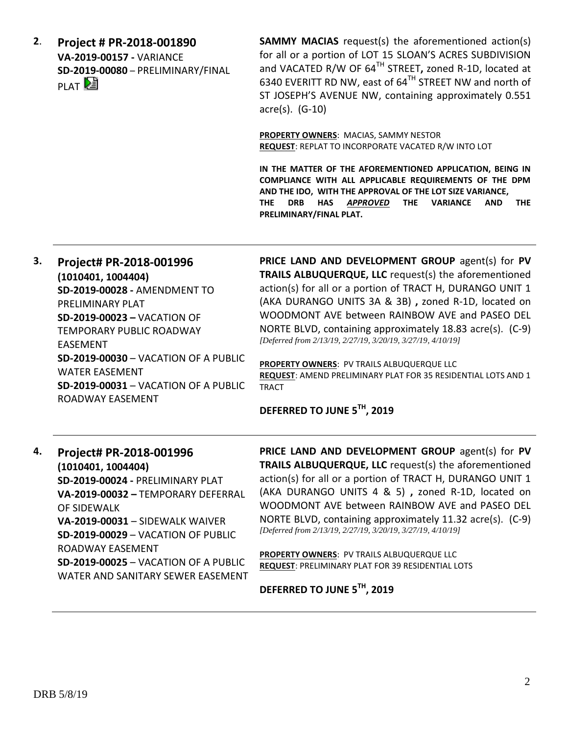**2. Project # PR-2018-001890**
**VA-2019-00157 -** VARIANCE
**SD-2019-00080** – PRELIMINARY/FINAL PLAT

**SAMMY MACIAS** request(s) the aforementioned action(s) for all or a portion of LOT 15 SLOAN'S ACRES SUBDIVISION and VACATED R/W OF 64$^{TH}$ STREET**,** zoned R-1D, located at 6340 EVERITT RD NW, east of 64$^{TH}$ STREET NW and north of ST JOSEPH'S AVENUE NW, containing approximately 0.551 acre(s). (G-10)

**PROPERTY OWNERS**: MACIAS, SAMMY NESTOR
**REQUEST**: REPLAT TO INCORPORATE VACATED R/W INTO LOT

**IN THE MATTER OF THE AFOREMENTIONED APPLICATION, BEING IN COMPLIANCE WITH ALL APPLICABLE REQUIREMENTS OF THE DPM AND THE IDO, WITH THE APPROVAL OF THE LOT SIZE VARIANCE, THE DRB HAS *APPROVED* THE VARIANCE AND THE PRELIMINARY/FINAL PLAT.**

---

**3. Project# PR-2018-001996**
**(1010401, 1004404)**
**SD-2019-00028 -** AMENDMENT TO PRELIMINARY PLAT
**SD-2019-00023 –** VACATION OF TEMPORARY PUBLIC ROADWAY EASEMENT
**SD-2019-00030** – VACATION OF A PUBLIC WATER EASEMENT
**SD-2019-00031** – VACATION OF A PUBLIC ROADWAY EASEMENT

**PRICE LAND AND DEVELOPMENT GROUP** agent(s) for **PV TRAILS ALBUQUERQUE, LLC** request(s) the aforementioned action(s) for all or a portion of TRACT H, DURANGO UNIT 1 (AKA DURANGO UNITS 3A & 3B) **,** zoned R-1D, located on WOODMONT AVE between RAINBOW AVE and PASEO DEL NORTE BLVD, containing approximately 18.83 acre(s). (C-9)
*[Deferred from 2/13/19, 2/27/19, 3/20/19, 3/27/19, 4/10/19]*

**PROPERTY OWNERS**: PV TRAILS ALBUQUERQUE LLC
**REQUEST**: AMEND PRELIMINARY PLAT FOR 35 RESIDENTIAL LOTS AND 1 TRACT

**DEFERRED TO JUNE 5$^{TH}$, 2019**

---

**4. Project# PR-2018-001996**
**(1010401, 1004404)**
**SD-2019-00024 -** PRELIMINARY PLAT
**VA-2019-00032 –** TEMPORARY DEFERRAL OF SIDEWALK
**VA-2019-00031** – SIDEWALK WAIVER
**SD-2019-00029** – VACATION OF PUBLIC ROADWAY EASEMENT
**SD-2019-00025** – VACATION OF A PUBLIC WATER AND SANITARY SEWER EASEMENT

**PRICE LAND AND DEVELOPMENT GROUP** agent(s) for **PV TRAILS ALBUQUERQUE, LLC** request(s) the aforementioned action(s) for all or a portion of TRACT H, DURANGO UNIT 1 (AKA DURANGO UNITS 4 & 5) **,** zoned R-1D, located on WOODMONT AVE between RAINBOW AVE and PASEO DEL NORTE BLVD, containing approximately 11.32 acre(s). (C-9)
*[Deferred from 2/13/19, 2/27/19, 3/20/19, 3/27/19, 4/10/19]*

**PROPERTY OWNERS**: PV TRAILS ALBUQUERQUE LLC
**REQUEST**: PRELIMINARY PLAT FOR 39 RESIDENTIAL LOTS

**DEFERRED TO JUNE 5$^{TH}$, 2019**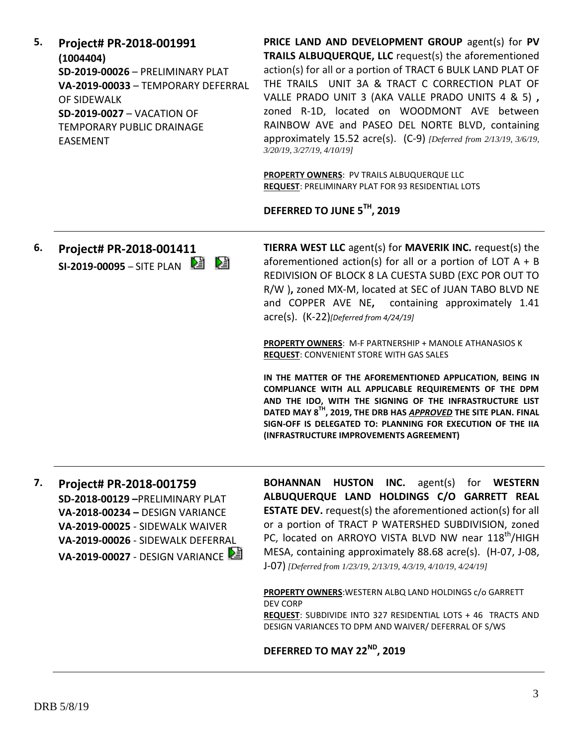**5. Project# PR-2018-001991**
**(1004404)**
**SD-2019-00026** – PRELIMINARY PLAT
**VA-2019-00033** – TEMPORARY DEFERRAL OF SIDEWALK
**SD-2019-0027** – VACATION OF TEMPORARY PUBLIC DRAINAGE EASEMENT

**PRICE LAND AND DEVELOPMENT GROUP** agent(s) for **PV TRAILS ALBUQUERQUE, LLC** request(s) the aforementioned action(s) for all or a portion of TRACT 6 BULK LAND PLAT OF THE TRAILS UNIT 3A & TRACT C CORRECTION PLAT OF VALLE PRADO UNIT 3 (AKA VALLE PRADO UNITS 4 & 5) **,** zoned R-1D, located on WOODMONT AVE between RAINBOW AVE and PASEO DEL NORTE BLVD, containing approximately 15.52 acre(s). (C-9) *[Deferred from 2/13/19, 3/6/19, 3/20/19, 3/27/19, 4/10/19]*

**PROPERTY OWNERS**: PV TRAILS ALBUQUERQUE LLC
**REQUEST**: PRELIMINARY PLAT FOR 93 RESIDENTIAL LOTS

**DEFERRED TO JUNE 5TH, 2019**

---

**6. Project# PR-2018-001411**
**SI-2019-00095** – SITE PLAN

**TIERRA WEST LLC** agent(s) for **MAVERIK INC.** request(s) the aforementioned action(s) for all or a portion of LOT A + B REDIVISION OF BLOCK 8 LA CUESTA SUBD (EXC POR OUT TO R/W )**,** zoned MX-M, located at SEC of JUAN TABO BLVD NE and COPPER AVE NE**,** containing approximately 1.41 acre(s). (K-22)*[Deferred from 4/24/19]*

**PROPERTY OWNERS**: M-F PARTNERSHIP + MANOLE ATHANASIOS K
**REQUEST**: CONVENIENT STORE WITH GAS SALES

**IN THE MATTER OF THE AFOREMENTIONED APPLICATION, BEING IN COMPLIANCE WITH ALL APPLICABLE REQUIREMENTS OF THE DPM AND THE IDO, WITH THE SIGNING OF THE INFRASTRUCTURE LIST DATED MAY 8TH, 2019, THE DRB HAS *APPROVED* THE SITE PLAN. FINAL SIGN-OFF IS DELEGATED TO: PLANNING FOR EXECUTION OF THE IIA (INFRASTRUCTURE IMPROVEMENTS AGREEMENT)**

---

**7. Project# PR-2018-001759**
**SD-2018-00129** –PRELIMINARY PLAT
**VA-2018-00234** – DESIGN VARIANCE
**VA-2019-00025** - SIDEWALK WAIVER
**VA-2019-00026** - SIDEWALK DEFERRAL
**VA-2019-00027** - DESIGN VARIANCE

**BOHANNAN HUSTON INC.** agent(s) for **WESTERN ALBUQUERQUE LAND HOLDINGS C/O GARRETT REAL ESTATE DEV.** request(s) the aforementioned action(s) for all or a portion of TRACT P WATERSHED SUBDIVISION, zoned PC, located on ARROYO VISTA BLVD NW near 118th/HIGH MESA, containing approximately 88.68 acre(s). (H-07, J-08, J-07) *[Deferred from 1/23/19, 2/13/19, 4/3/19, 4/10/19, 4/24/19]*

**PROPERTY OWNERS**:WESTERN ALBQ LAND HOLDINGS c/o GARRETT DEV CORP
**REQUEST**: SUBDIVIDE INTO 327 RESIDENTIAL LOTS + 46 TRACTS AND DESIGN VARIANCES TO DPM AND WAIVER/ DEFERRAL OF S/WS

**DEFERRED TO MAY 22ND, 2019**

---

DRB 5/8/19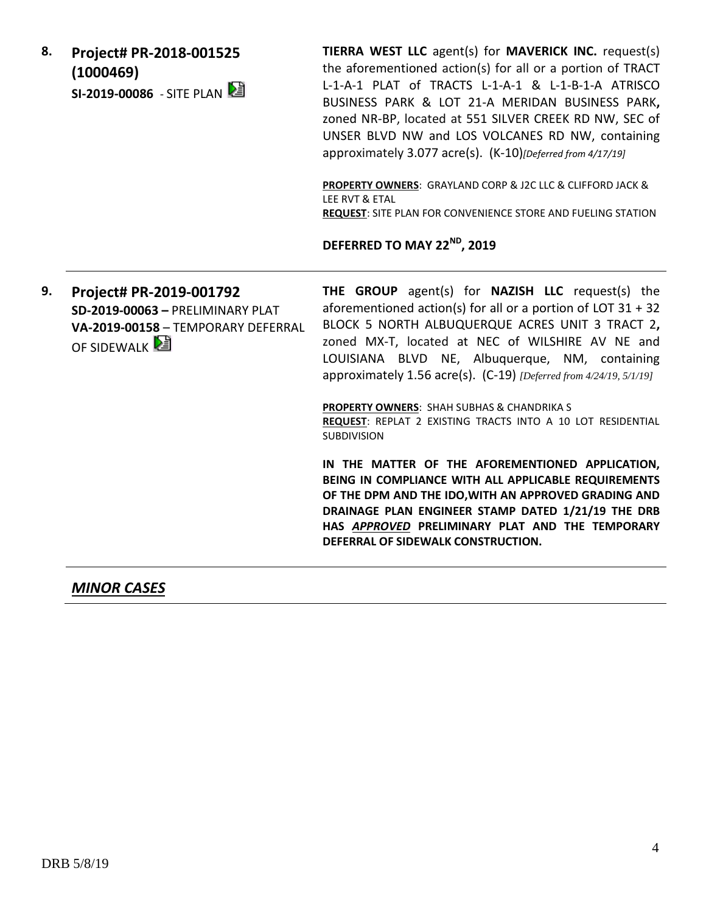**8. Project# PR-2018-001525 (1000469)**
**SI-2019-00086** - SITE PLAN

**TIERRA WEST LLC** agent(s) for **MAVERICK INC.** request(s) the aforementioned action(s) for all or a portion of TRACT L-1-A-1 PLAT of TRACTS L-1-A-1 & L-1-B-1-A ATRISCO BUSINESS PARK & LOT 21-A MERIDAN BUSINESS PARK**,** zoned NR-BP, located at 551 SILVER CREEK RD NW, SEC of UNSER BLVD NW and LOS VOLCANES RD NW, containing approximately 3.077 acre(s). (K-10)*[Deferred from 4/17/19]*

**PROPERTY OWNERS**: GRAYLAND CORP & J2C LLC & CLIFFORD JACK & LEE RVT & ETAL
**REQUEST**: SITE PLAN FOR CONVENIENCE STORE AND FUELING STATION

**DEFERRED TO MAY 22ND, 2019**

---

**9. Project# PR-2019-001792**
**SD-2019-00063 –** PRELIMINARY PLAT
**VA-2019-00158** – TEMPORARY DEFERRAL OF SIDEWALK

**THE GROUP** agent(s) for **NAZISH LLC** request(s) the aforementioned action(s) for all or a portion of LOT 31 + 32 BLOCK 5 NORTH ALBUQUERQUE ACRES UNIT 3 TRACT 2**,** zoned MX-T, located at NEC of WILSHIRE AV NE and LOUISIANA BLVD NE, Albuquerque, NM, containing approximately 1.56 acre(s). (C-19) *[Deferred from 4/24/19, 5/1/19]*

**PROPERTY OWNERS**: SHAH SUBHAS & CHANDRIKA S
**REQUEST**: REPLAT 2 EXISTING TRACTS INTO A 10 LOT RESIDENTIAL SUBDIVISION

**IN THE MATTER OF THE AFOREMENTIONED APPLICATION, BEING IN COMPLIANCE WITH ALL APPLICABLE REQUIREMENTS OF THE DPM AND THE IDO,WITH AN APPROVED GRADING AND DRAINAGE PLAN ENGINEER STAMP DATED 1/21/19 THE DRB HAS *APPROVED* PRELIMINARY PLAT AND THE TEMPORARY DEFERRAL OF SIDEWALK CONSTRUCTION.**

---

***MINOR CASES***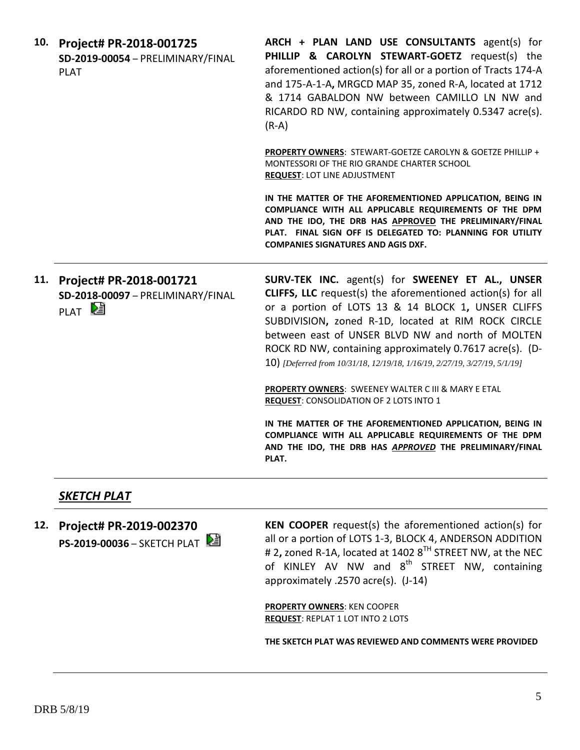**10. Project# PR-2018-001725**
**SD-2019-00054** – PRELIMINARY/FINAL PLAT

**ARCH + PLAN LAND USE CONSULTANTS** agent(s) for **PHILLIP & CAROLYN STEWART-GOETZ** request(s) the aforementioned action(s) for all or a portion of Tracts 174-A and 175-A-1-A**,** MRGCD MAP 35, zoned R-A, located at 1712 & 1714 GABALDON NW between CAMILLO LN NW and RICARDO RD NW, containing approximately 0.5347 acre(s). (R-A)

**PROPERTY OWNERS**: STEWART-GOETZE CAROLYN & GOETZE PHILLIP + MONTESSORI OF THE RIO GRANDE CHARTER SCHOOL
**REQUEST**: LOT LINE ADJUSTMENT

**IN THE MATTER OF THE AFOREMENTIONED APPLICATION, BEING IN COMPLIANCE WITH ALL APPLICABLE REQUIREMENTS OF THE DPM AND THE IDO, THE DRB HAS APPROVED THE PRELIMINARY/FINAL PLAT. FINAL SIGN OFF IS DELEGATED TO: PLANNING FOR UTILITY COMPANIES SIGNATURES AND AGIS DXF.**

---

**11. Project# PR-2018-001721**
**SD-2018-00097** – PRELIMINARY/FINAL PLAT

**SURV-TEK INC.** agent(s) for **SWEENEY ET AL., UNSER CLIFFS, LLC** request(s) the aforementioned action(s) for all or a portion of LOTS 13 & 14 BLOCK 1**,** UNSER CLIFFS SUBDIVISION**,** zoned R-1D, located at RIM ROCK CIRCLE between east of UNSER BLVD NW and north of MOLTEN ROCK RD NW, containing approximately 0.7617 acre(s). (D-10) *[Deferred from 10/31/18, 12/19/18, 1/16/19, 2/27/19, 3/27/19, 5/1/19]*

**PROPERTY OWNERS**: SWEENEY WALTER C III & MARY E ETAL
**REQUEST**: CONSOLIDATION OF 2 LOTS INTO 1

**IN THE MATTER OF THE AFOREMENTIONED APPLICATION, BEING IN COMPLIANCE WITH ALL APPLICABLE REQUIREMENTS OF THE DPM AND THE IDO, THE DRB HAS *APPROVED* THE PRELIMINARY/FINAL PLAT.**

---

## *SKETCH PLAT*

**12. Project# PR-2019-002370**
**PS-2019-00036** – SKETCH PLAT

**KEN COOPER** request(s) the aforementioned action(s) for all or a portion of LOTS 1-3, BLOCK 4, ANDERSON ADDITION # 2**,** zoned R-1A, located at 1402 8$^{TH}$ STREET NW, at the NEC of KINLEY AV NW and 8$^{th}$ STREET NW, containing approximately .2570 acre(s). (J-14)

**PROPERTY OWNERS**: KEN COOPER
**REQUEST**: REPLAT 1 LOT INTO 2 LOTS

**THE SKETCH PLAT WAS REVIEWED AND COMMENTS WERE PROVIDED**

---

DRB 5/8/19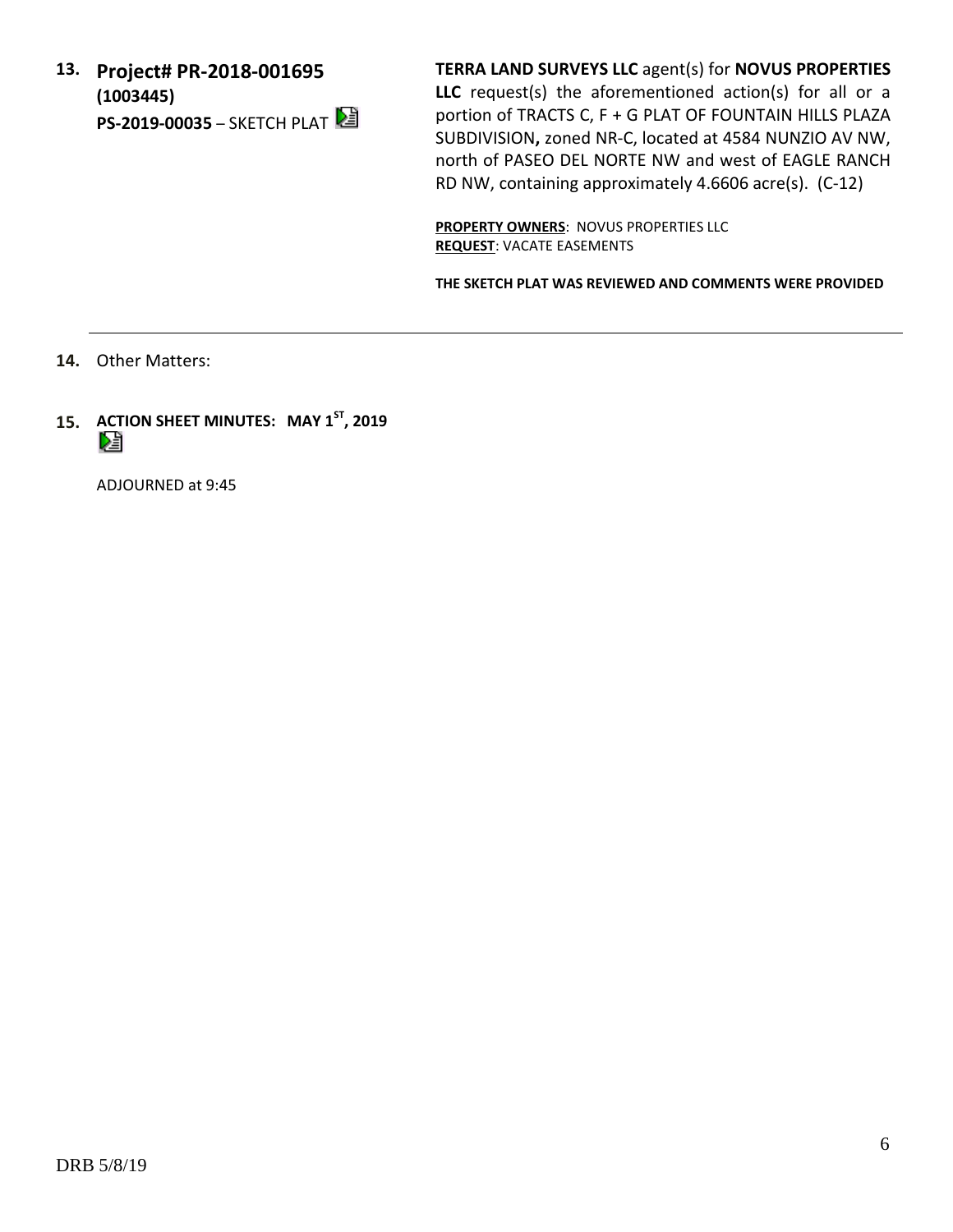**13. Project# PR-2018-001695**
**(1003445)**
**PS-2019-00035** – SKETCH PLAT

**TERRA LAND SURVEYS LLC** agent(s) for **NOVUS PROPERTIES LLC** request(s) the aforementioned action(s) for all or a portion of TRACTS C, F + G PLAT OF FOUNTAIN HILLS PLAZA SUBDIVISION**,** zoned NR-C, located at 4584 NUNZIO AV NW, north of PASEO DEL NORTE NW and west of EAGLE RANCH RD NW, containing approximately 4.6606 acre(s). (C-12)

**PROPERTY OWNERS**: NOVUS PROPERTIES LLC
**REQUEST**: VACATE EASEMENTS

**THE SKETCH PLAT WAS REVIEWED AND COMMENTS WERE PROVIDED**

---

**14.** Other Matters:

**15. ACTION SHEET MINUTES: MAY 1ST, 2019**

ADJOURNED at 9:45

DRB 5/8/19